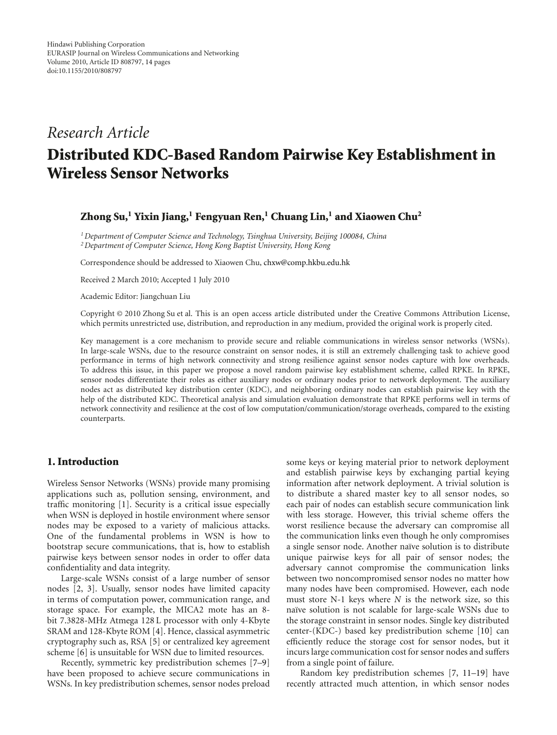Hindawi Publishing Corporation
EURASIP Journal on Wireless Communications and Networking
Volume 2010, Article ID 808797, 14 pages
doi:10.1155/2010/808797

*Research Article*

# Distributed KDC-Based Random Pairwise Key Establishment in Wireless Sensor Networks

**Zhong Su,[1] Yixin Jiang,[1] Fengyuan Ren,[1] Chuang Lin,[1] and Xiaowen Chu[2]**

[1] *Department of Computer Science and Technology, Tsinghua University, Beijing 100084, China*
[2] *Department of Computer Science, Hong Kong Baptist University, Hong Kong*

Correspondence should be addressed to Xiaowen Chu, chxw@comp.hkbu.edu.hk

Received 2 March 2010; Accepted 1 July 2010

Academic Editor: Jiangchuan Liu

Copyright © 2010 Zhong Su et al. This is an open access article distributed under the Creative Commons Attribution License, which permits unrestricted use, distribution, and reproduction in any medium, provided the original work is properly cited.

Key management is a core mechanism to provide secure and reliable communications in wireless sensor networks (WSNs). In large-scale WSNs, due to the resource constraint on sensor nodes, it is still an extremely challenging task to achieve good performance in terms of high network connectivity and strong resilience against sensor nodes capture with low overheads. To address this issue, in this paper we propose a novel random pairwise key establishment scheme, called RPKE. In RPKE, sensor nodes differentiate their roles as either auxiliary nodes or ordinary nodes prior to network deployment. The auxiliary nodes act as distributed key distribution center (KDC), and neighboring ordinary nodes can establish pairwise key with the help of the distributed KDC. Theoretical analysis and simulation evaluation demonstrate that RPKE performs well in terms of network connectivity and resilience at the cost of low computation/communication/storage overheads, compared to the existing counterparts.

## 1. Introduction

Wireless Sensor Networks (WSNs) provide many promising applications such as, pollution sensing, environment, and traffic monitoring [1]. Security is a critical issue especially when WSN is deployed in hostile environment where sensor nodes may be exposed to a variety of malicious attacks. One of the fundamental problems in WSN is how to bootstrap secure communications, that is, how to establish pairwise keys between sensor nodes in order to offer data confidentiality and data integrity.

Large-scale WSNs consist of a large number of sensor nodes [2, 3]. Usually, sensor nodes have limited capacity in terms of computation power, communication range, and storage space. For example, the MICA2 mote has an 8-bit 7.3828-MHz Atmega 128 L processor with only 4-Kbyte SRAM and 128-Kbyte ROM [4]. Hence, classical asymmetric cryptography such as, RSA [5] or centralized key agreement scheme [6] is unsuitable for WSN due to limited resources.

Recently, symmetric key predistribution schemes [7–9] have been proposed to achieve secure communications in WSNs. In key predistribution schemes, sensor nodes preload some keys or keying material prior to network deployment and establish pairwise keys by exchanging partial keying information after network deployment. A trivial solution is to distribute a shared master key to all sensor nodes, so each pair of nodes can establish secure communication link with less storage. However, this trivial scheme offers the worst resilience because the adversary can compromise all the communication links even though he only compromises a single sensor node. Another naïve solution is to distribute unique pairwise keys for all pair of sensor nodes; the adversary cannot compromise the communication links between two noncompromised sensor nodes no matter how many nodes have been compromised. However, each node must store N-1 keys where $N$ is the network size, so this naïve solution is not scalable for large-scale WSNs due to the storage constraint in sensor nodes. Single key distributed center-(KDC-) based key predistribution scheme [10] can efficiently reduce the storage cost for sensor nodes, but it incurs large communication cost for sensor nodes and suffers from a single point of failure.

Random key predistribution schemes [7, 11–19] have recently attracted much attention, in which sensor nodes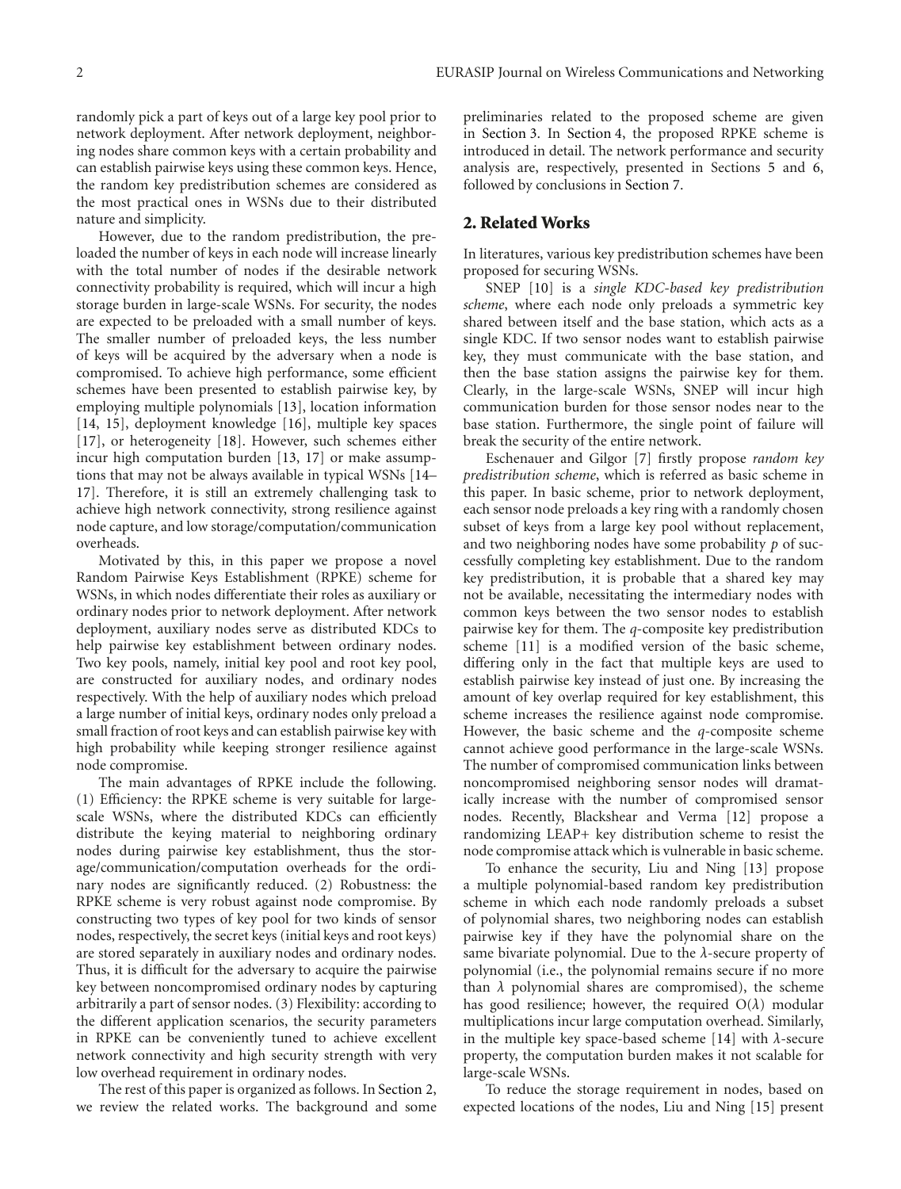randomly pick a part of keys out of a large key pool prior to network deployment. After network deployment, neighboring nodes share common keys with a certain probability and can establish pairwise keys using these common keys. Hence, the random key predistribution schemes are considered as the most practical ones in WSNs due to their distributed nature and simplicity.

However, due to the random predistribution, the preloaded the number of keys in each node will increase linearly with the total number of nodes if the desirable network connectivity probability is required, which will incur a high storage burden in large-scale WSNs. For security, the nodes are expected to be preloaded with a small number of keys. The smaller number of preloaded keys, the less number of keys will be acquired by the adversary when a node is compromised. To achieve high performance, some efficient schemes have been presented to establish pairwise key, by employing multiple polynomials [13], location information [14, 15], deployment knowledge [16], multiple key spaces [17], or heterogeneity [18]. However, such schemes either incur high computation burden [13, 17] or make assumptions that may not be always available in typical WSNs [14–17]. Therefore, it is still an extremely challenging task to achieve high network connectivity, strong resilience against node capture, and low storage/computation/communication overheads.

Motivated by this, in this paper we propose a novel Random Pairwise Keys Establishment (RPKE) scheme for WSNs, in which nodes differentiate their roles as auxiliary or ordinary nodes prior to network deployment. After network deployment, auxiliary nodes serve as distributed KDCs to help pairwise key establishment between ordinary nodes. Two key pools, namely, initial key pool and root key pool, are constructed for auxiliary nodes, and ordinary nodes respectively. With the help of auxiliary nodes which preload a large number of initial keys, ordinary nodes only preload a small fraction of root keys and can establish pairwise key with high probability while keeping stronger resilience against node compromise.

The main advantages of RPKE include the following. (1) Efficiency: the RPKE scheme is very suitable for large-scale WSNs, where the distributed KDCs can efficiently distribute the keying material to neighboring ordinary nodes during pairwise key establishment, thus the storage/communication/computation overheads for the ordinary nodes are significantly reduced. (2) Robustness: the RPKE scheme is very robust against node compromise. By constructing two types of key pool for two kinds of sensor nodes, respectively, the secret keys (initial keys and root keys) are stored separately in auxiliary nodes and ordinary nodes. Thus, it is difficult for the adversary to acquire the pairwise key between noncompromised ordinary nodes by capturing arbitrarily a part of sensor nodes. (3) Flexibility: according to the different application scenarios, the security parameters in RPKE can be conveniently tuned to achieve excellent network connectivity and high security strength with very low overhead requirement in ordinary nodes.

The rest of this paper is organized as follows. In Section 2, we review the related works. The background and some preliminaries related to the proposed scheme are given in Section 3. In Section 4, the proposed RPKE scheme is introduced in detail. The network performance and security analysis are, respectively, presented in Sections 5 and 6, followed by conclusions in Section 7.

## 2. Related Works

In literatures, various key predistribution schemes have been proposed for securing WSNs.

SNEP [10] is a *single KDC-based key predistribution scheme*, where each node only preloads a symmetric key shared between itself and the base station, which acts as a single KDC. If two sensor nodes want to establish pairwise key, they must communicate with the base station, and then the base station assigns the pairwise key for them. Clearly, in the large-scale WSNs, SNEP will incur high communication burden for those sensor nodes near to the base station. Furthermore, the single point of failure will break the security of the entire network.

Eschenauer and Gilgor [7] firstly propose *random key predistribution scheme*, which is referred as basic scheme in this paper. In basic scheme, prior to network deployment, each sensor node preloads a key ring with a randomly chosen subset of keys from a large key pool without replacement, and two neighboring nodes have some probability $p$ of successfully completing key establishment. Due to the random key predistribution, it is probable that a shared key may not be available, necessitating the intermediary nodes with common keys between the two sensor nodes to establish pairwise key for them. The $q$-composite key predistribution scheme [11] is a modified version of the basic scheme, differing only in the fact that multiple keys are used to establish pairwise key instead of just one. By increasing the amount of key overlap required for key establishment, this scheme increases the resilience against node compromise. However, the basic scheme and the $q$-composite scheme cannot achieve good performance in the large-scale WSNs. The number of compromised communication links between noncompromised neighboring sensor nodes will dramatically increase with the number of compromised sensor nodes. Recently, Blackshear and Verma [12] propose a randomizing LEAP+ key distribution scheme to resist the node compromise attack which is vulnerable in basic scheme.

To enhance the security, Liu and Ning [13] propose a multiple polynomial-based random key predistribution scheme in which each node randomly preloads a subset of polynomial shares, two neighboring nodes can establish pairwise key if they have the polynomial share on the same bivariate polynomial. Due to the $\lambda$-secure property of polynomial (i.e., the polynomial remains secure if no more than $\lambda$ polynomial shares are compromised), the scheme has good resilience; however, the required $O(\lambda)$ modular multiplications incur large computation overhead. Similarly, in the multiple key space-based scheme [14] with $\lambda$-secure property, the computation burden makes it not scalable for large-scale WSNs.

To reduce the storage requirement in nodes, based on expected locations of the nodes, Liu and Ning [15] present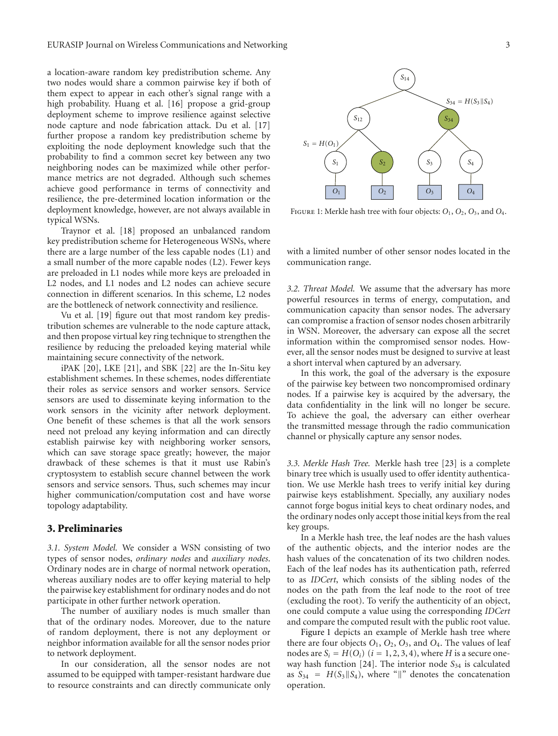a location-aware random key predistribution scheme. Any two nodes would share a common pairwise key if both of them expect to appear in each other's signal range with a high probability. Huang et al. [16] propose a grid-group deployment scheme to improve resilience against selective node capture and node fabrication attack. Du et al. [17] further propose a random key predistribution scheme by exploiting the node deployment knowledge such that the probability to find a common secret key between any two neighboring nodes can be maximized while other performance metrics are not degraded. Although such schemes achieve good performance in terms of connectivity and resilience, the pre-determined location information or the deployment knowledge, however, are not always available in typical WSNs.

Traynor et al. [18] proposed an unbalanced random key predistribution scheme for Heterogeneous WSNs, where there are a large number of the less capable nodes (L1) and a small number of the more capable nodes (L2). Fewer keys are preloaded in L1 nodes while more keys are preloaded in L2 nodes, and L1 nodes and L2 nodes can achieve secure connection in different scenarios. In this scheme, L2 nodes are the bottleneck of network connectivity and resilience.

Vu et al. [19] figure out that most random key predistribution schemes are vulnerable to the node capture attack, and then propose virtual key ring technique to strengthen the resilience by reducing the preloaded keying material while maintaining secure connectivity of the network.

iPAK [20], LKE [21], and SBK [22] are the In-Situ key establishment schemes. In these schemes, nodes differentiate their roles as service sensors and worker sensors. Service sensors are used to disseminate keying information to the work sensors in the vicinity after network deployment. One benefit of these schemes is that all the work sensors need not preload any keying information and can directly establish pairwise key with neighboring worker sensors, which can save storage space greatly; however, the major drawback of these schemes is that it must use Rabin's cryptosystem to establish secure channel between the work sensors and service sensors. Thus, such schemes may incur higher communication/computation cost and have worse topology adaptability.

## 3. Preliminaries

*3.1. System Model.* We consider a WSN consisting of two types of sensor nodes, *ordinary nodes* and *auxiliary nodes*. Ordinary nodes are in charge of normal network operation, whereas auxiliary nodes are to offer keying material to help the pairwise key establishment for ordinary nodes and do not participate in other further network operation.

The number of auxiliary nodes is much smaller than that of the ordinary nodes. Moreover, due to the nature of random deployment, there is not any deployment or neighbor information available for all the sensor nodes prior to network deployment.

In our consideration, all the sensor nodes are not assumed to be equipped with tamper-resistant hardware due to resource constraints and can directly communicate only with a limited number of other sensor nodes located in the communication range.

$S_{14}$

$S_{12}$

$S_{34} = H(S_3\|S_4)$

$S_{34}$

$S_1 = H(O_1)$

$S_1$ $S_2$ $S_3$ $S_4$

$O_1$ $O_2$ $O_3$ $O_4$

Figure 1: Merkle hash tree with four objects: $O_1$, $O_2$, $O_3$, and $O_4$.

*3.2. Threat Model.* We assume that the adversary has more powerful resources in terms of energy, computation, and communication capacity than sensor nodes. The adversary can compromise a fraction of sensor nodes chosen arbitrarily in WSN. Moreover, the adversary can expose all the secret information within the compromised sensor nodes. However, all the sensor nodes must be designed to survive at least a short interval when captured by an adversary.

In this work, the goal of the adversary is the exposure of the pairwise key between two noncompromised ordinary nodes. If a pairwise key is acquired by the adversary, the data confidentiality in the link will no longer be secure. To achieve the goal, the adversary can either overhear the transmitted message through the radio communication channel or physically capture any sensor nodes.

*3.3. Merkle Hash Tree.* Merkle hash tree [23] is a complete binary tree which is usually used to offer identity authentication. We use Merkle hash trees to verify initial key during pairwise keys establishment. Specially, any auxiliary nodes cannot forge bogus initial keys to cheat ordinary nodes, and the ordinary nodes only accept those initial keys from the real key groups.

In a Merkle hash tree, the leaf nodes are the hash values of the authentic objects, and the interior nodes are the hash values of the concatenation of its two children nodes. Each of the leaf nodes has its authentication path, referred to as *IDCert*, which consists of the sibling nodes of the nodes on the path from the leaf node to the root of tree (excluding the root). To verify the authenticity of an object, one could compute a value using the corresponding *IDCert* and compare the computed result with the public root value.

Figure 1 depicts an example of Merkle hash tree where there are four objects $O_1$, $O_2$, $O_3$, and $O_4$. The values of leaf nodes are $S_i = H(O_i)$ $(i = 1, 2, 3, 4)$, where $H$ is a secure one-way hash function [24]. The interior node $S_{34}$ is calculated as $S_{34} = H(S_3\|S_4)$, where "$\|$" denotes the concatenation operation.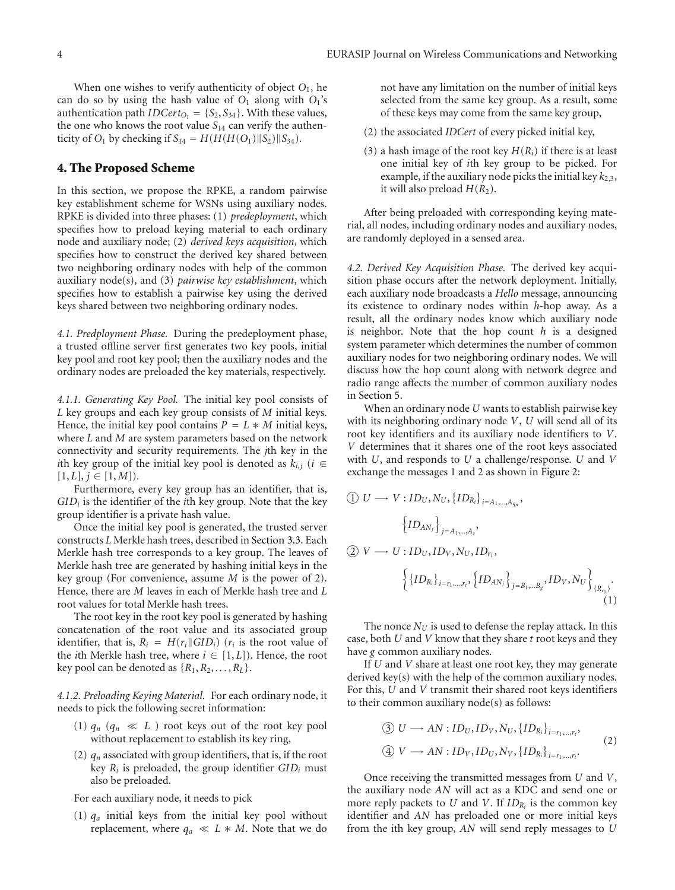When one wishes to verify authenticity of object $O_1$, he can do so by using the hash value of $O_1$ along with $O_1$'s authentication path $IDCert_{O_1} = \{S_2, S_{34}\}$. With these values, the one who knows the root value $S_{14}$ can verify the authenticity of $O_1$ by checking if $S_{14} = H(H(H(O_1)\|S_2)\|S_{34})$.

## 4. The Proposed Scheme

In this section, we propose the RPKE, a random pairwise key establishment scheme for WSNs using auxiliary nodes. RPKE is divided into three phases: (1) *predeployment*, which specifies how to preload keying material to each ordinary node and auxiliary node; (2) *derived keys acquisition*, which specifies how to construct the derived key shared between two neighboring ordinary nodes with help of the common auxiliary node(s), and (3) *pairwise key establishment*, which specifies how to establish a pairwise key using the derived keys shared between two neighboring ordinary nodes.

*4.1. Predployment Phase.* During the predeployment phase, a trusted offline server first generates two key pools, initial key pool and root key pool; then the auxiliary nodes and the ordinary nodes are preloaded the key materials, respectively.

*4.1.1. Generating Key Pool.* The initial key pool consists of $L$ key groups and each key group consists of $M$ initial keys. Hence, the initial key pool contains $P = L * M$ initial keys, where $L$ and $M$ are system parameters based on the network connectivity and security requirements. The $j$th key in the $i$th key group of the initial key pool is denoted as $k_{i,j}$ ($i \in [1, L]$, $j \in [1, M]$).

Furthermore, every key group has an identifier, that is, $GID_i$ is the identifier of the $i$th key group. Note that the key group identifier is a private hash value.

Once the initial key pool is generated, the trusted server constructs $L$ Merkle hash trees, described in Section 3.3. Each Merkle hash tree corresponds to a key group. The leaves of Merkle hash tree are generated by hashing initial keys in the key group (For convenience, assume $M$ is the power of 2). Hence, there are $M$ leaves in each of Merkle hash tree and $L$ root values for total Merkle hash trees.

The root key in the root key pool is generated by hashing concatenation of the root value and its associated group identifier, that is, $R_i = H(r_i\|GID_i)$ ($r_i$ is the root value of the $i$th Merkle hash tree, where $i \in [1, L]$). Hence, the root key pool can be denoted as $\{R_1, R_2, \ldots, R_L\}$.

*4.1.2. Preloading Keying Material.* For each ordinary node, it needs to pick the following secret information:

(1) $q_n$ ($q_n \ll L$ ) root keys out of the root key pool without replacement to establish its key ring,

(2) $q_n$ associated with group identifiers, that is, if the root key $R_i$ is preloaded, the group identifier $GID_i$ must also be preloaded.

For each auxiliary node, it needs to pick

(1) $q_a$ initial keys from the initial key pool without replacement, where $q_a \ll L * M$. Note that we do not have any limitation on the number of initial keys selected from the same key group. As a result, some of these keys may come from the same key group,

(2) the associated *IDCert* of every picked initial key,

(3) a hash image of the root key $H(R_i)$ if there is at least one initial key of $i$th key group to be picked. For example, if the auxiliary node picks the initial key $k_{2,3}$, it will also preload $H(R_2)$.

After being preloaded with corresponding keying material, all nodes, including ordinary nodes and auxiliary nodes, are randomly deployed in a sensed area.

*4.2. Derived Key Acquisition Phase.* The derived key acquisition phase occurs after the network deployment. Initially, each auxiliary node broadcasts a *Hello* message, announcing its existence to ordinary nodes within $h$-hop away. As a result, all the ordinary nodes know which auxiliary node is neighbor. Note that the hop count $h$ is a designed system parameter which determines the number of common auxiliary nodes for two neighboring ordinary nodes. We will discuss how the hop count along with network degree and radio range affects the number of common auxiliary nodes in Section 5.

When an ordinary node $U$ wants to establish pairwise key with its neighboring ordinary node $V$, $U$ will send all of its root key identifiers and its auxiliary node identifiers to $V$. $V$ determines that it shares one of the root keys associated with $U$, and responds to $U$ a challenge/response. $U$ and $V$ exchange the messages 1 and 2 as shown in Figure 2:

$$
\begin{aligned}
&① \; U \longrightarrow V : ID_U, N_U, \{ID_{R_i}\}_{i=A_1,\ldots,A_{q_n}}, \\
&\qquad \left\{ID_{AN_j}\right\}_{j=A_1,\ldots,A_s}, \\
&② \; V \longrightarrow U : ID_U, ID_V, N_U, ID_{r_1}, \\
&\qquad \left\{\{ID_{R_i}\}_{i=r_1,\ldots,r_t}, \left\{ID_{AN_j}\right\}_{j=B_1,\ldots B_g}, ID_V, N_U\right\}_{\langle R_{r_1}\rangle}.
\end{aligned}
\tag{1}
$$

The nonce $N_U$ is used to defense the replay attack. In this case, both $U$ and $V$ know that they share $t$ root keys and they have $g$ common auxiliary nodes.

If $U$ and $V$ share at least one root key, they may generate derived key(s) with the help of the common auxiliary nodes. For this, $U$ and $V$ transmit their shared root keys identifiers to their common auxiliary node(s) as follows:

$$
\begin{aligned}
&③ \; U \longrightarrow AN : ID_U, ID_V, N_U, \{ID_{R_i}\}_{i=r_1,\ldots,r_t}, \\
&④ \; V \longrightarrow AN : ID_V, ID_U, N_V, \{ID_{R_i}\}_{i=r_1,\ldots,r_t}.
\end{aligned}
\tag{2}
$$

Once receiving the transmitted messages from $U$ and $V$, the auxiliary node $AN$ will act as a KDC and send one or more reply packets to $U$ and $V$. If $ID_{R_i}$ is the common key identifier and $AN$ has preloaded one or more initial keys from the ith key group, $AN$ will send reply messages to $U$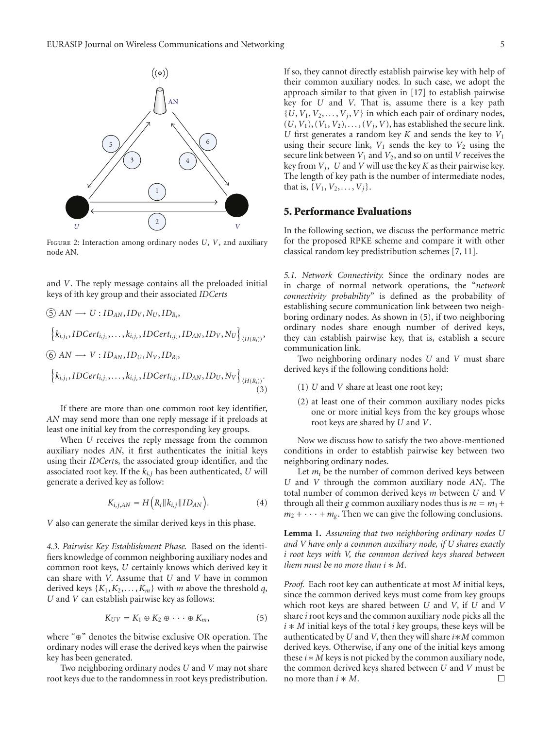Figure 2: Interaction among ordinary nodes $U$, $V$, and auxiliary node AN.

and $V$. The reply message contains all the preloaded initial keys of ith key group and their associated *IDCerts*

$$
\begin{aligned}
&⑤\ AN \longrightarrow U : ID_{AN}, ID_V, N_U, ID_{R_i}, \\
&\left\{k_{i,j_1}, IDCert_{i,j_1}, \ldots, k_{i,j_c}, IDCert_{i,j_c}, ID_{AN}, ID_V, N_U\right\}_{\langle H(R_i)\rangle}, \\
&⑥\ AN \longrightarrow V : ID_{AN}, ID_U, N_V, ID_{R_i}, \\
&\left\{k_{i,j_1}, IDCert_{i,j_1}, \ldots, k_{i,j_c}, IDCert_{i,j_c}, ID_{AN}, ID_U, N_V\right\}_{\langle H(R_i)\rangle}.
\end{aligned} \tag{3}
$$

If there are more than one common root key identifier, *AN* may send more than one reply message if it preloads at least one initial key from the corresponding key groups.

When $U$ receives the reply message from the common auxiliary nodes *AN*, it first authenticates the initial keys using their *IDCert*s, the associated group identifier, and the associated root key. If the $k_{i,j}$ has been authenticated, $U$ will generate a derived key as follow:

$$
K_{i,j,AN} = H\left(R_i \| k_{i,j} \| ID_{AN}\right). \tag{4}
$$

$V$ also can generate the similar derived keys in this phase.

*4.3. Pairwise Key Establishment Phase.* Based on the identifiers knowledge of common neighboring auxiliary nodes and common root keys, $U$ certainly knows which derived key it can share with $V$. Assume that $U$ and $V$ have in common derived keys $\{K_1, K_2, \ldots, K_m\}$ with $m$ above the threshold $q$, $U$ and $V$ can establish pairwise key as follows:

$$
K_{UV} = K_1 \oplus K_2 \oplus \cdots \oplus K_m, \tag{5}
$$

where "$\oplus$" denotes the bitwise exclusive OR operation. The ordinary nodes will erase the derived keys when the pairwise key has been generated.

Two neighboring ordinary nodes $U$ and $V$ may not share root keys due to the randomness in root keys predistribution. If so, they cannot directly establish pairwise key with help of their common auxiliary nodes. In such case, we adopt the approach similar to that given in [17] to establish pairwise key for $U$ and $V$. That is, assume there is a key path $\{U, V_1, V_2, \ldots, V_j, V\}$ in which each pair of ordinary nodes, $(U, V_1), (V_1, V_2), \ldots, (V_j, V)$, has established the secure link. $U$ first generates a random key $K$ and sends the key to $V_1$ using their secure link, $V_1$ sends the key to $V_2$ using the secure link between $V_1$ and $V_2$, and so on until $V$ receives the key from $V_j$, $U$ and $V$ will use the key $K$ as their pairwise key. The length of key path is the number of intermediate nodes, that is, $\{V_1, V_2, \ldots, V_j\}$.

## 5. Performance Evaluations

In the following section, we discuss the performance metric for the proposed RPKE scheme and compare it with other classical random key predistribution schemes [7, 11].

*5.1. Network Connectivity.* Since the ordinary nodes are in charge of normal network operations, the "*network connectivity probability*" is defined as the probability of establishing secure communication link between two neighboring ordinary nodes. As shown in (5), if two neighboring ordinary nodes share enough number of derived keys, they can establish pairwise key, that is, establish a secure communication link.

Two neighboring ordinary nodes $U$ and $V$ must share derived keys if the following conditions hold:

(1) $U$ and $V$ share at least one root key;

(2) at least one of their common auxiliary nodes picks one or more initial keys from the key groups whose root keys are shared by $U$ and $V$.

Now we discuss how to satisfy the two above-mentioned conditions in order to establish pairwise key between two neighboring ordinary nodes.

Let $m_i$ be the number of common derived keys between $U$ and $V$ through the common auxiliary node $AN_i$. The total number of common derived keys $m$ between $U$ and $V$ through all their $g$ common auxiliary nodes thus is $m = m_1 + m_2 + \cdots + m_g$. Then we can give the following conclusions.

**Lemma 1.** *Assuming that two neighboring ordinary nodes U and V have only a common auxiliary node, if U shares exactly i root keys with V, the common derived keys shared between them must be no more than* $i * M$.

*Proof.* Each root key can authenticate at most $M$ initial keys, since the common derived keys must come from key groups which root keys are shared between $U$ and $V$, if $U$ and $V$ share $i$ root keys and the common auxiliary node picks all the $i * M$ initial keys of the total $i$ key groups, these keys will be authenticated by $U$ and $V$, then they will share $i * M$ common derived keys. Otherwise, if any one of the initial keys among these $i * M$ keys is not picked by the common auxiliary node, the common derived keys shared between $U$ and $V$ must be no more than $i * M$. □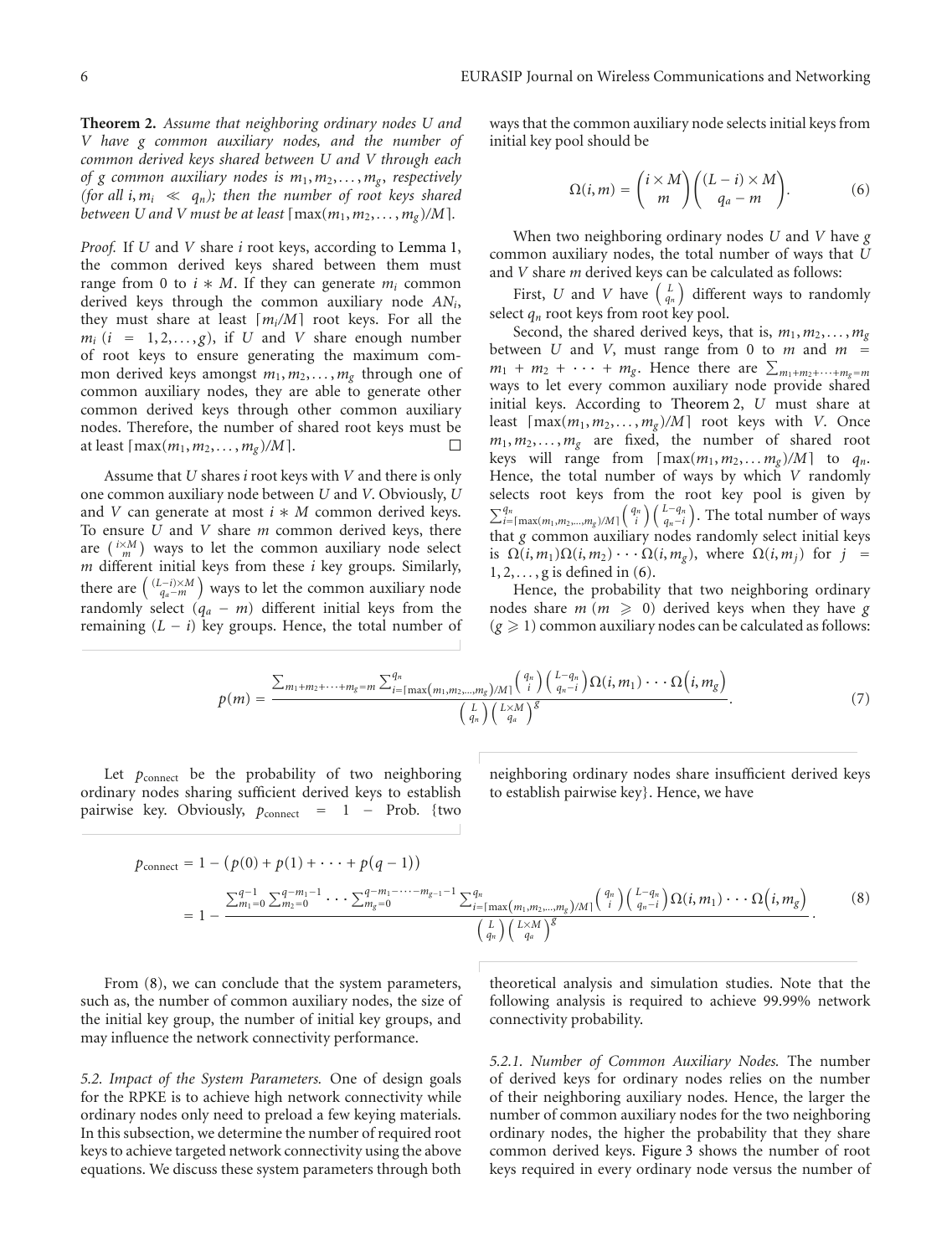**Theorem 2.** *Assume that neighboring ordinary nodes U and V have g common auxiliary nodes, and the number of common derived keys shared between U and V through each of g common auxiliary nodes is $m_1, m_2, \ldots, m_g$, respectively (for all $i, m_i \ll q_n$); then the number of root keys shared between U and V must be at least $\lceil \max(m_1, m_2, \ldots, m_g)/M \rceil$.*

*Proof.* If $U$ and $V$ share $i$ root keys, according to Lemma 1, the common derived keys shared between them must range from 0 to $i * M$. If they can generate $m_i$ common derived keys through the common auxiliary node $AN_i$, they must share at least $\lceil m_i/M \rceil$ root keys. For all the $m_i$ $(i = 1, 2, \ldots, g)$, if $U$ and $V$ share enough number of root keys to ensure generating the maximum common derived keys amongst $m_1, m_2, \ldots, m_g$ through one of common auxiliary nodes, they are able to generate other common derived keys through other common auxiliary nodes. Therefore, the number of shared root keys must be at least $\lceil \max(m_1, m_2, \ldots, m_g)/M \rceil$. □

Assume that $U$ shares $i$ root keys with $V$ and there is only one common auxiliary node between $U$ and $V$. Obviously, $U$ and $V$ can generate at most $i * M$ common derived keys. To ensure $U$ and $V$ share $m$ common derived keys, there are $\binom{i \times M}{m}$ ways to let the common auxiliary node select $m$ different initial keys from the $i$ key groups. Similarly, there are $\binom{(L-i) \times M}{q_a - m}$ ways to let the common auxiliary node randomly select $(q_a - m)$ different initial keys from the remaining $(L - i)$ key groups. Hence, the total number of ways that the common auxiliary node selects initial keys from initial key pool should be

$$\Omega(i, m) = \binom{i \times M}{m} \binom{(L-i) \times M}{q_a - m}. \tag{6}$$

When two neighboring ordinary nodes $U$ and $V$ have $g$ common auxiliary nodes, the total number of ways that $U$ and $V$ share $m$ derived keys can be calculated as follows:

First, $U$ and $V$ have $\binom{L}{q_n}$ different ways to randomly select $q_n$ root keys from root key pool.

Second, the shared derived keys, that is, $m_1, m_2, \ldots, m_g$ between $U$ and $V$, must range from 0 to $m$ and $m = m_1 + m_2 + \cdots + m_g$. Hence there are $\sum_{m_1+m_2+\cdots+m_g=m}$ ways to let every common auxiliary node provide shared initial keys. According to Theorem 2, $U$ must share at least $\lceil \max(m_1, m_2, \ldots, m_g)/M \rceil$ root keys with $V$. Once $m_1, m_2, \ldots, m_g$ are fixed, the number of shared root keys will range from $\lceil \max(m_1, m_2, \ldots m_g)/M \rceil$ to $q_n$. Hence, the total number of ways by which $V$ randomly selects root keys from the root key pool is given by $\sum_{i=\lceil \max(m_1, m_2, \ldots, m_g)/M \rceil}^{q_n} \binom{q_n}{i} \binom{L-q_n}{q_n-i}$. The total number of ways that $g$ common auxiliary nodes randomly select initial keys is $\Omega(i, m_1)\Omega(i, m_2) \cdots \Omega(i, m_g)$, where $\Omega(i, m_j)$ for $j = 1, 2, \ldots, g$ is defined in (6).

Hence, the probability that two neighboring ordinary nodes share $m$ $(m \geqslant 0)$ derived keys when they have $g$ $(g \geqslant 1)$ common auxiliary nodes can be calculated as follows:

$$p(m) = \frac{\sum_{m_1+m_2+\cdots+m_g=m} \sum_{i=\lceil \max(m_1, m_2, \ldots, m_g)/M \rceil}^{q_n} \binom{q_n}{i} \binom{L-q_n}{q_n-i} \Omega(i, m_1) \cdots \Omega(i, m_g)}{\binom{L}{q_n} \binom{L \times M}{q_a}^g}. \tag{7}$$

Let $p_{\text{connect}}$ be the probability of two neighboring ordinary nodes sharing sufficient derived keys to establish pairwise key. Obviously, $p_{\text{connect}} = 1 -$ Prob. {two neighboring ordinary nodes share insufficient derived keys to establish pairwise key}. Hence, we have

$$\begin{aligned} p_{\text{connect}} &= 1 - (p(0) + p(1) + \cdots + p(q-1)) \\ &= 1 - \frac{\sum_{m_1=0}^{q-1} \sum_{m_2=0}^{q-m_1-1} \cdots \sum_{m_g=0}^{q-m_1-\cdots-m_{g-1}-1} \sum_{i=\lceil \max(m_1, m_2, \ldots, m_g)/M \rceil}^{q_n} \binom{q_n}{i} \binom{L-q_n}{q_n-i} \Omega(i, m_1) \cdots \Omega(i, m_g)}{\binom{L}{q_n} \binom{L \times M}{q_a}^g}. \end{aligned} \tag{8}$$

From (8), we can conclude that the system parameters, such as, the number of common auxiliary nodes, the size of the initial key group, the number of initial key groups, and may influence the network connectivity performance.

*5.2. Impact of the System Parameters.* One of design goals for the RPKE is to achieve high network connectivity while ordinary nodes only need to preload a few keying materials. In this subsection, we determine the number of required root keys to achieve targeted network connectivity using the above equations. We discuss these system parameters through both theoretical analysis and simulation studies. Note that the following analysis is required to achieve 99.99% network connectivity probability.

*5.2.1. Number of Common Auxiliary Nodes.* The number of derived keys for ordinary nodes relies on the number of their neighboring auxiliary nodes. Hence, the larger the number of common auxiliary nodes for the two neighboring ordinary nodes, the higher the probability that they share common derived keys. Figure 3 shows the number of root keys required in every ordinary node versus the number of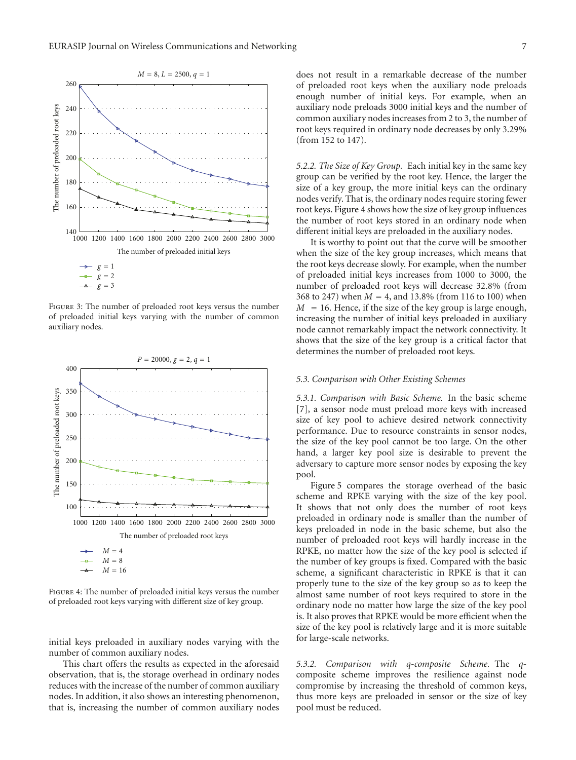FIGURE 3: The number of preloaded root keys versus the number of preloaded initial keys varying with the number of common auxiliary nodes.

FIGURE 4: The number of preloaded initial keys versus the number of preloaded root keys varying with different size of key group.

initial keys preloaded in auxiliary nodes varying with the number of common auxiliary nodes.

This chart offers the results as expected in the aforesaid observation, that is, the storage overhead in ordinary nodes reduces with the increase of the number of common auxiliary nodes. In addition, it also shows an interesting phenomenon, that is, increasing the number of common auxiliary nodes does not result in a remarkable decrease of the number of preloaded root keys when the auxiliary node preloads enough number of initial keys. For example, when an auxiliary node preloads 3000 initial keys and the number of common auxiliary nodes increases from 2 to 3, the number of root keys required in ordinary node decreases by only 3.29% (from 152 to 147).

*5.2.2. The Size of Key Group.* Each initial key in the same key group can be verified by the root key. Hence, the larger the size of a key group, the more initial keys can the ordinary nodes verify. That is, the ordinary nodes require storing fewer root keys. Figure 4 shows how the size of key group influences the number of root keys stored in an ordinary node when different initial keys are preloaded in the auxiliary nodes.

It is worthy to point out that the curve will be smoother when the size of the key group increases, which means that the root keys decrease slowly. For example, when the number of preloaded initial keys increases from 1000 to 3000, the number of preloaded root keys will decrease 32.8% (from 368 to 247) when $M = 4$, and 13.8% (from 116 to 100) when $M = 16$. Hence, if the size of the key group is large enough, increasing the number of initial keys preloaded in auxiliary node cannot remarkably impact the network connectivity. It shows that the size of the key group is a critical factor that determines the number of preloaded root keys.

### 5.3. Comparison with Other Existing Schemes

*5.3.1. Comparison with Basic Scheme.* In the basic scheme [7], a sensor node must preload more keys with increased size of key pool to achieve desired network connectivity performance. Due to resource constraints in sensor nodes, the size of the key pool cannot be too large. On the other hand, a larger key pool size is desirable to prevent the adversary to capture more sensor nodes by exposing the key pool.

Figure 5 compares the storage overhead of the basic scheme and RPKE varying with the size of the key pool. It shows that not only does the number of root keys preloaded in ordinary node is smaller than the number of keys preloaded in node in the basic scheme, but also the number of preloaded root keys will hardly increase in the RPKE, no matter how the size of the key pool is selected if the number of key groups is fixed. Compared with the basic scheme, a significant characteristic in RPKE is that it can properly tune to the size of the key group so as to keep the almost same number of root keys required to store in the ordinary node no matter how large the size of the key pool is. It also proves that RPKE would be more efficient when the size of the key pool is relatively large and it is more suitable for large-scale networks.

*5.3.2. Comparison with q-composite Scheme.* The $q$-composite scheme improves the resilience against node compromise by increasing the threshold of common keys, thus more keys are preloaded in sensor or the size of key pool must be reduced.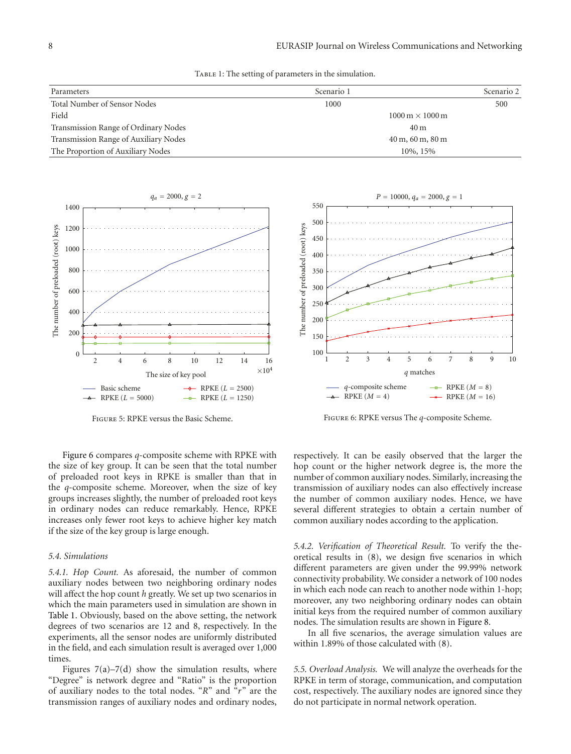Table 1: The setting of parameters in the simulation.

| Parameters | Scenario 1 | Scenario 2 |
|---|---|---|
| Total Number of Sensor Nodes | 1000 | 500 |
| Field | 1000 m × 1000 m | |
| Transmission Range of Ordinary Nodes | 40 m | |
| Transmission Range of Auxiliary Nodes | 40 m, 60 m, 80 m | |
| The Proportion of Auxiliary Nodes | 10%, 15% | |

Figure 5: RPKE versus the Basic Scheme.

Figure 6: RPKE versus The $q$-composite Scheme.

Figure 6 compares $q$-composite scheme with RPKE with the size of key group. It can be seen that the total number of preloaded root keys in RPKE is smaller than that in the $q$-composite scheme. Moreover, when the size of key groups increases slightly, the number of preloaded root keys in ordinary nodes can reduce remarkably. Hence, RPKE increases only fewer root keys to achieve higher key match if the size of the key group is large enough.

### 5.4. Simulations

*5.4.1. Hop Count.* As aforesaid, the number of common auxiliary nodes between two neighboring ordinary nodes will affect the hop count $h$ greatly. We set up two scenarios in which the main parameters used in simulation are shown in Table 1. Obviously, based on the above setting, the network degrees of two scenarios are 12 and 8, respectively. In the experiments, all the sensor nodes are uniformly distributed in the field, and each simulation result is averaged over 1,000 times.

Figures 7(a)–7(d) show the simulation results, where "Degree" is network degree and "Ratio" is the proportion of auxiliary nodes to the total nodes. "$R$" and "$r$" are the transmission ranges of auxiliary nodes and ordinary nodes, respectively. It can be easily observed that the larger the hop count or the higher network degree is, the more the number of common auxiliary nodes. Similarly, increasing the transmission of auxiliary nodes can also effectively increase the number of common auxiliary nodes. Hence, we have several different strategies to obtain a certain number of common auxiliary nodes according to the application.

*5.4.2. Verification of Theoretical Result.* To verify the theoretical results in (8), we design five scenarios in which different parameters are given under the 99.99% network connectivity probability. We consider a network of 100 nodes in which each node can reach to another node within 1-hop; moreover, any two neighboring ordinary nodes can obtain initial keys from the required number of common auxiliary nodes. The simulation results are shown in Figure 8.

In all five scenarios, the average simulation values are within 1.89% of those calculated with (8).

*5.5. Overload Analysis.* We will analyze the overheads for the RPKE in term of storage, communication, and computation cost, respectively. The auxiliary nodes are ignored since they do not participate in normal network operation.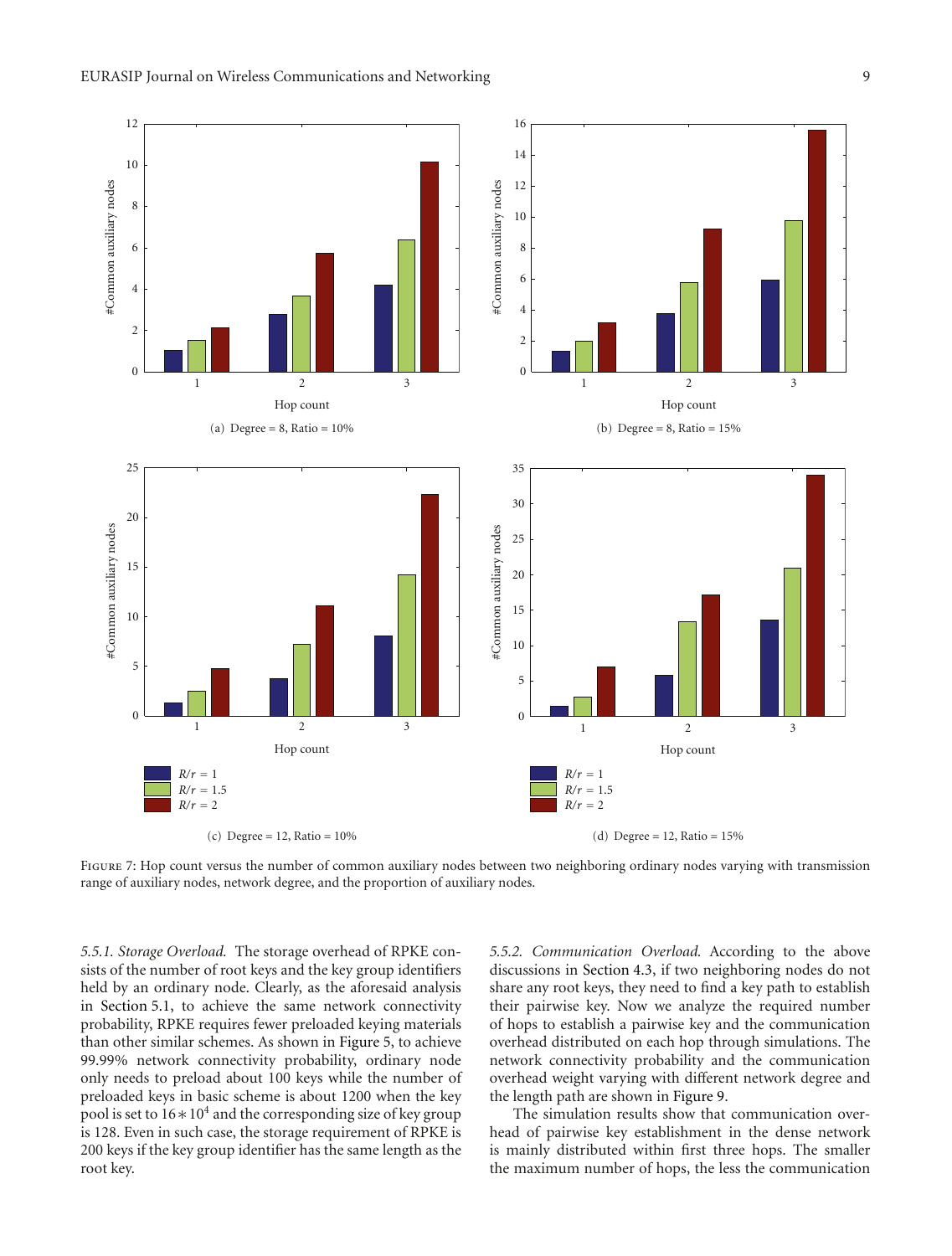Figure 7: Hop count versus the number of common auxiliary nodes between two neighboring ordinary nodes varying with transmission range of auxiliary nodes, network degree, and the proportion of auxiliary nodes.

(a) Degree = 8, Ratio = 10%

(b) Degree = 8, Ratio = 15%

(c) Degree = 12, Ratio = 10%

(d) Degree = 12, Ratio = 15%

*5.5.1. Storage Overload.* The storage overhead of RPKE consists of the number of root keys and the key group identifiers held by an ordinary node. Clearly, as the aforesaid analysis in Section 5.1, to achieve the same network connectivity probability, RPKE requires fewer preloaded keying materials than other similar schemes. As shown in Figure 5, to achieve 99.99% network connectivity probability, ordinary node only needs to preload about 100 keys while the number of preloaded keys in basic scheme is about 1200 when the key pool is set to $16 * 10^4$ and the corresponding size of key group is 128. Even in such case, the storage requirement of RPKE is 200 keys if the key group identifier has the same length as the root key.

*5.5.2. Communication Overload.* According to the above discussions in Section 4.3, if two neighboring nodes do not share any root keys, they need to find a key path to establish their pairwise key. Now we analyze the required number of hops to establish a pairwise key and the communication overhead distributed on each hop through simulations. The network connectivity probability and the communication overhead weight varying with different network degree and the length path are shown in Figure 9.

The simulation results show that communication overhead of pairwise key establishment in the dense network is mainly distributed within first three hops. The smaller the maximum number of hops, the less the communication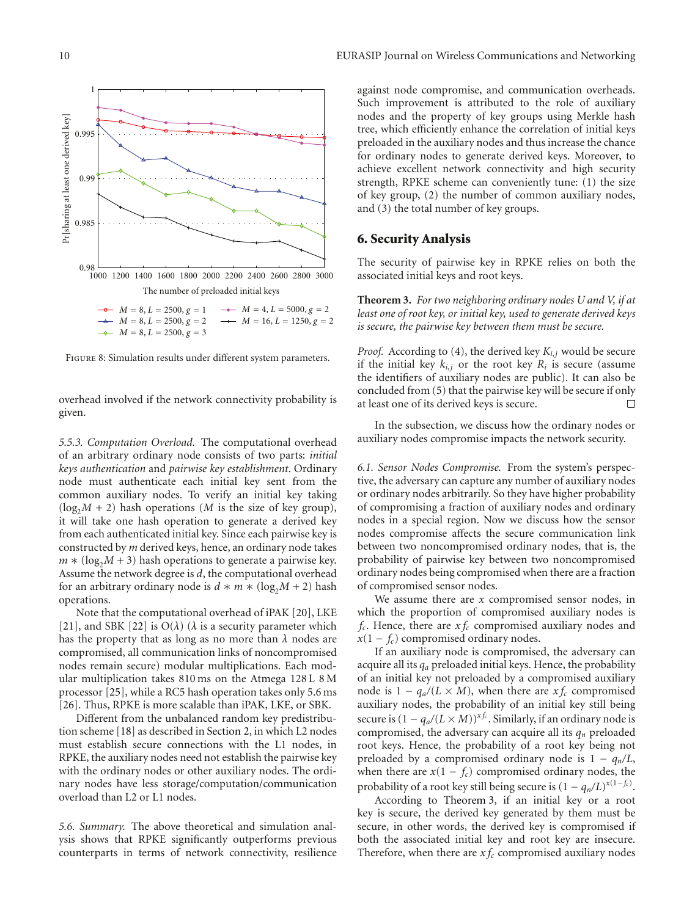FIGURE 8: Simulation results under different system parameters.

overhead involved if the network connectivity probability is given.

*5.5.3. Computation Overload.* The computational overhead of an arbitrary ordinary node consists of two parts: *initial keys authentication* and *pairwise key establishment*. Ordinary node must authenticate each initial key sent from the common auxiliary nodes. To verify an initial key taking $(\log_2 M + 2)$ hash operations ($M$ is the size of key group), it will take one hash operation to generate a derived key from each authenticated initial key. Since each pairwise key is constructed by $m$ derived keys, hence, an ordinary node takes $m * (\log_2 M + 3)$ hash operations to generate a pairwise key. Assume the network degree is $d$, the computational overhead for an arbitrary ordinary node is $d * m * (\log_2 M + 2)$ hash operations.

Note that the computational overhead of iPAK [20], LKE [21], and SBK [22] is $O(\lambda)$ ($\lambda$ is a security parameter which has the property that as long as no more than $\lambda$ nodes are compromised, all communication links of noncompromised nodes remain secure) modular multiplications. Each modular multiplication takes 810 ms on the Atmega 128 L 8 M processor [25], while a RC5 hash operation takes only 5.6 ms [26]. Thus, RPKE is more scalable than iPAK, LKE, or SBK.

Different from the unbalanced random key predistribution scheme [18] as described in Section 2, in which L2 nodes must establish secure connections with the L1 nodes, in RPKE, the auxiliary nodes need not establish the pairwise key with the ordinary nodes or other auxiliary nodes. The ordinary nodes have less storage/computation/communication overload than L2 or L1 nodes.

*5.6. Summary.* The above theoretical and simulation analysis shows that RPKE significantly outperforms previous counterparts in terms of network connectivity, resilience against node compromise, and communication overheads. Such improvement is attributed to the role of auxiliary nodes and the property of key groups using Merkle hash tree, which efficiently enhance the correlation of initial keys preloaded in the auxiliary nodes and thus increase the chance for ordinary nodes to generate derived keys. Moreover, to achieve excellent network connectivity and high security strength, RPKE scheme can conveniently tune: (1) the size of key group, (2) the number of common auxiliary nodes, and (3) the total number of key groups.

## 6. Security Analysis

The security of pairwise key in RPKE relies on both the associated initial keys and root keys.

**Theorem 3.** *For two neighboring ordinary nodes U and V, if at least one of root key, or initial key, used to generate derived keys is secure, the pairwise key between them must be secure.*

*Proof.* According to (4), the derived key $K_{i,j}$ would be secure if the initial key $k_{i,j}$ or the root key $R_i$ is secure (assume the identifiers of auxiliary nodes are public). It can also be concluded from (5) that the pairwise key will be secure if only at least one of its derived keys is secure. □

In the subsection, we discuss how the ordinary nodes or auxiliary nodes compromise impacts the network security.

*6.1. Sensor Nodes Compromise.* From the system's perspective, the adversary can capture any number of auxiliary nodes or ordinary nodes arbitrarily. So they have higher probability of compromising a fraction of auxiliary nodes and ordinary nodes in a special region. Now we discuss how the sensor nodes compromise affects the secure communication link between two noncompromised ordinary nodes, that is, the probability of pairwise key between two noncompromised ordinary nodes being compromised when there are a fraction of compromised sensor nodes.

We assume there are $x$ compromised sensor nodes, in which the proportion of compromised auxiliary nodes is $f_c$. Hence, there are $xf_c$ compromised auxiliary nodes and $x(1 - f_c)$ compromised ordinary nodes.

If an auxiliary node is compromised, the adversary can acquire all its $q_a$ preloaded initial keys. Hence, the probability of an initial key not preloaded by a compromised auxiliary node is $1 - q_a/(L \times M)$, when there are $xf_c$ compromised auxiliary nodes, the probability of an initial key still being secure is $(1 - q_a/(L \times M))^{xf_c}$. Similarly, if an ordinary node is compromised, the adversary can acquire all its $q_n$ preloaded root keys. Hence, the probability of a root key being not preloaded by a compromised ordinary node is $1 - q_n/L$, when there are $x(1 - f_c)$ compromised ordinary nodes, the probability of a root key still being secure is $(1 - q_n/L)^{x(1-f_c)}$.

According to Theorem 3, if an initial key or a root key is secure, the derived key generated by them must be secure, in other words, the derived key is compromised if both the associated initial key and root key are insecure. Therefore, when there are $xf_c$ compromised auxiliary nodes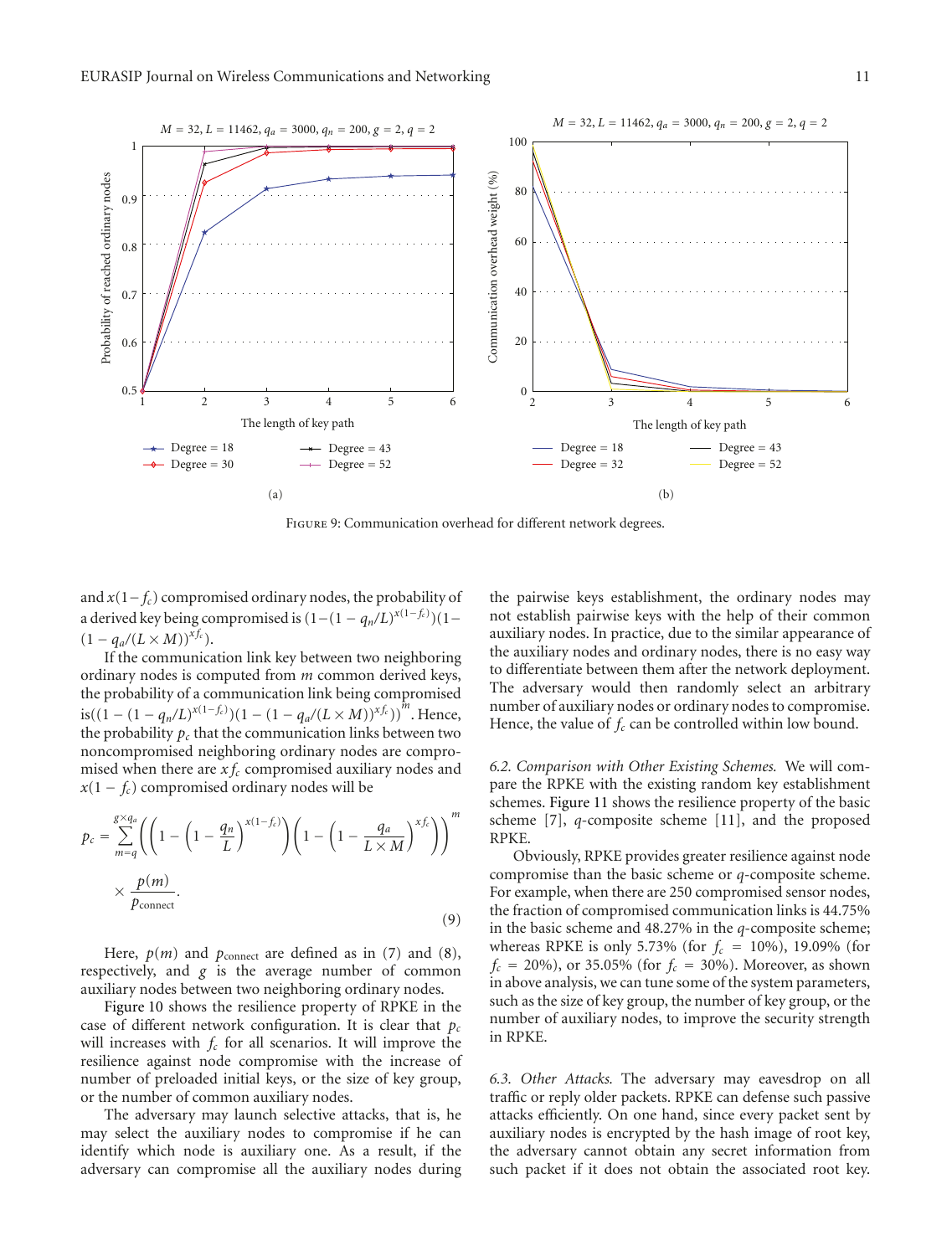FIGURE 9: Communication overhead for different network degrees.

and $x(1-f_c)$ compromised ordinary nodes, the probability of a derived key being compromised is $(1-(1-q_n/L)^{x(1-f_c)})(1-(1-q_a/(L\times M))^{xf_c})$.

If the communication link key between two neighboring ordinary nodes is computed from $m$ common derived keys, the probability of a communication link being compromised is $((1-(1-q_n/L)^{x(1-f_c)})(1-(1-q_a/(L\times M))^{xf_c}))^m$. Hence, the probability $p_c$ that the communication links between two noncompromised neighboring ordinary nodes are compromised when there are $xf_c$ compromised auxiliary nodes and $x(1-f_c)$ compromised ordinary nodes will be

$$p_c = \sum_{m=q}^{g\times q_a}\left(\left(1-\left(1-\frac{q_n}{L}\right)^{x(1-f_c)}\right)\left(1-\left(1-\frac{q_a}{L\times M}\right)^{xf_c}\right)\right)^m \times \frac{p(m)}{p_{\text{connect}}}. \tag{9}$$

Here, $p(m)$ and $p_{\text{connect}}$ are defined as in (7) and (8), respectively, and $g$ is the average number of common auxiliary nodes between two neighboring ordinary nodes.

Figure 10 shows the resilience property of RPKE in the case of different network configuration. It is clear that $p_c$ will increases with $f_c$ for all scenarios. It will improve the resilience against node compromise with the increase of number of preloaded initial keys, or the size of key group, or the number of common auxiliary nodes.

The adversary may launch selective attacks, that is, he may select the auxiliary nodes to compromise if he can identify which node is auxiliary one. As a result, if the adversary can compromise all the auxiliary nodes during the pairwise keys establishment, the ordinary nodes may not establish pairwise keys with the help of their common auxiliary nodes. In practice, due to the similar appearance of the auxiliary nodes and ordinary nodes, there is no easy way to differentiate between them after the network deployment. The adversary would then randomly select an arbitrary number of auxiliary nodes or ordinary nodes to compromise. Hence, the value of $f_c$ can be controlled within low bound.

*6.2. Comparison with Other Existing Schemes.* We will compare the RPKE with the existing random key establishment schemes. Figure 11 shows the resilience property of the basic scheme [7], $q$-composite scheme [11], and the proposed RPKE.

Obviously, RPKE provides greater resilience against node compromise than the basic scheme or $q$-composite scheme. For example, when there are 250 compromised sensor nodes, the fraction of compromised communication links is 44.75% in the basic scheme and 48.27% in the $q$-composite scheme; whereas RPKE is only 5.73% (for $f_c = 10\%$), 19.09% (for $f_c = 20\%$), or 35.05% (for $f_c = 30\%$). Moreover, as shown in above analysis, we can tune some of the system parameters, such as the size of key group, the number of key group, or the number of auxiliary nodes, to improve the security strength in RPKE.

*6.3. Other Attacks.* The adversary may eavesdrop on all traffic or reply older packets. RPKE can defense such passive attacks efficiently. On one hand, since every packet sent by auxiliary nodes is encrypted by the hash image of root key, the adversary cannot obtain any secret information from such packet if he does not obtain the associated root key.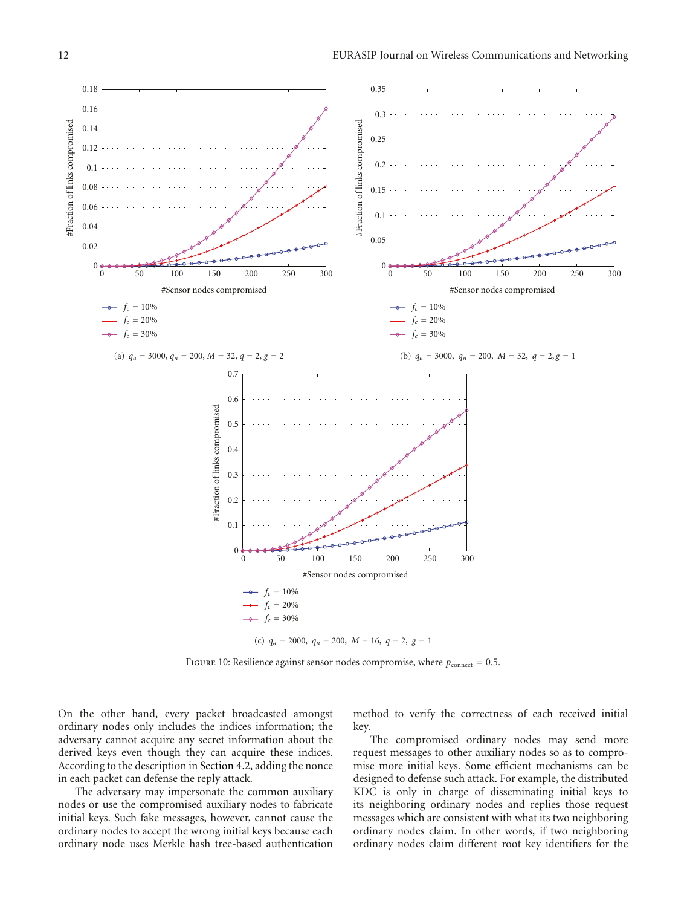(a) $q_a = 3000$, $q_n = 200$, $M = 32$, $q = 2$, $g = 2$

(b) $q_a = 3000$, $q_n = 200$, $M = 32$, $q = 2$, $g = 1$

(c) $q_a = 2000$, $q_n = 200$, $M = 16$, $q = 2$, $g = 1$

Figure 10: Resilience against sensor nodes compromise, where $p_{\text{connect}} = 0.5$.

On the other hand, every packet broadcasted amongst ordinary nodes only includes the indices information; the adversary cannot acquire any secret information about the derived keys even though they can acquire these indices. According to the description in Section 4.2, adding the nonce in each packet can defense the reply attack.

The adversary may impersonate the common auxiliary nodes or use the compromised auxiliary nodes to fabricate initial keys. Such fake messages, however, cannot cause the ordinary nodes to accept the wrong initial keys because each ordinary node uses Merkle hash tree-based authentication method to verify the correctness of each received initial key.

The compromised ordinary nodes may send more request messages to other auxiliary nodes so as to compromise more initial keys. Some efficient mechanisms can be designed to defense such attack. For example, the distributed KDC is only in charge of disseminating initial keys to its neighboring ordinary nodes and replies those request messages which are consistent with what its two neighboring ordinary nodes claim. In other words, if two neighboring ordinary nodes claim different root key identifiers for the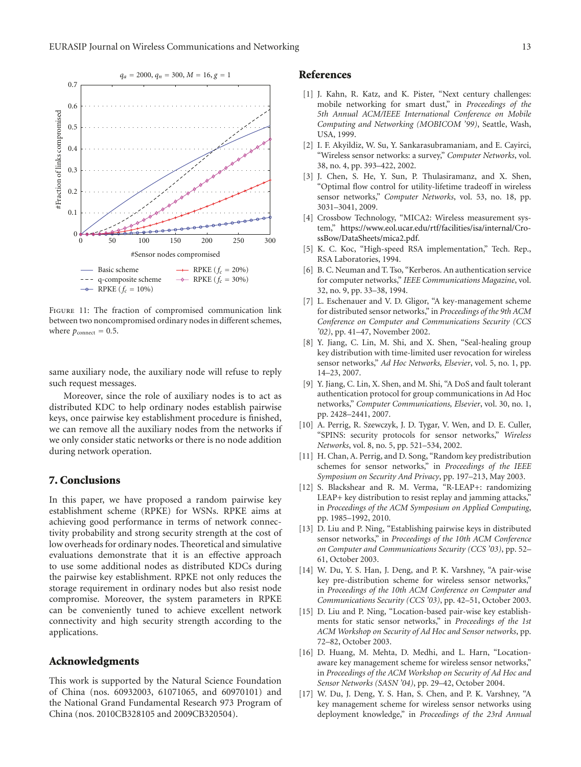FIGURE 11: The fraction of compromised communication link between two noncompromised ordinary nodes in different schemes, where $p_{\text{connect}} = 0.5$.

same auxiliary node, the auxiliary node will refuse to reply such request messages.

Moreover, since the role of auxiliary nodes is to act as distributed KDC to help ordinary nodes establish pairwise keys, once pairwise key establishment procedure is finished, we can remove all the auxiliary nodes from the networks if we only consider static networks or there is no node addition during network operation.

## 7. Conclusions

In this paper, we have proposed a random pairwise key establishment scheme (RPKE) for WSNs. RPKE aims at achieving good performance in terms of network connectivity probability and strong security strength at the cost of low overheads for ordinary nodes. Theoretical and simulative evaluations demonstrate that it is an effective approach to use some additional nodes as distributed KDCs during the pairwise key establishment. RPKE not only reduces the storage requirement in ordinary nodes but also resist node compromise. Moreover, the system parameters in RPKE can be conveniently tuned to achieve excellent network connectivity and high security strength according to the applications.

## Acknowledgments

This work is supported by the Natural Science Foundation of China (nos. 60932003, 61071065, and 60970101) and the National Grand Fundamental Research 973 Program of China (nos. 2010CB328105 and 2009CB320504).

## References

[1] J. Kahn, R. Katz, and K. Pister, "Next century challenges: mobile networking for smart dust," in *Proceedings of the 5th Annual ACM/IEEE International Conference on Mobile Computing and Networking (MOBICOM '99)*, Seattle, Wash, USA, 1999.

[2] I. F. Akyildiz, W. Su, Y. Sankarasubramaniam, and E. Cayirci, "Wireless sensor networks: a survey," *Computer Networks*, vol. 38, no. 4, pp. 393–422, 2002.

[3] J. Chen, S. He, Y. Sun, P. Thulasiramanz, and X. Shen, "Optimal flow control for utility-lifetime tradeoff in wireless sensor networks," *Computer Networks*, vol. 53, no. 18, pp. 3031–3041, 2009.

[4] Crossbow Technology, "MICA2: Wireless measurement system," https://www.eol.ucar.edu/rtf/facilities/isa/internal/CrossBow/DataSheets/mica2.pdf.

[5] K. C. Koc, "High-speed RSA implementation," Tech. Rep., RSA Laboratories, 1994.

[6] B. C. Neuman and T. Tso, "Kerberos. An authentication service for computer networks," *IEEE Communications Magazine*, vol. 32, no. 9, pp. 33–38, 1994.

[7] L. Eschenauer and V. D. Gligor, "A key-management scheme for distributed sensor networks," in *Proceedings of the 9th ACM Conference on Computer and Communications Security (CCS '02)*, pp. 41–47, November 2002.

[8] Y. Jiang, C. Lin, M. Shi, and X. Shen, "Seal-healing group key distribution with time-limited user revocation for wireless sensor networks," *Ad Hoc Networks, Elsevier*, vol. 5, no. 1, pp. 14–23, 2007.

[9] Y. Jiang, C. Lin, X. Shen, and M. Shi, "A DoS and fault tolerant authentication protocol for group communications in Ad Hoc networks," *Computer Communications, Elsevier*, vol. 30, no. 1, pp. 2428–2441, 2007.

[10] A. Perrig, R. Szewczyk, J. D. Tygar, V. Wen, and D. E. Culler, "SPINS: security protocols for sensor networks," *Wireless Networks*, vol. 8, no. 5, pp. 521–534, 2002.

[11] H. Chan, A. Perrig, and D. Song, "Random key predistribution schemes for sensor networks," in *Proceedings of the IEEE Symposium on Security And Privacy*, pp. 197–213, May 2003.

[12] S. Blackshear and R. M. Verma, "R-LEAP+: randomizing LEAP+ key distribution to resist replay and jamming attacks," in *Proceedings of the ACM Symposium on Applied Computing*, pp. 1985–1992, 2010.

[13] D. Liu and P. Ning, "Establishing pairwise keys in distributed sensor networks," in *Proceedings of the 10th ACM Conference on Computer and Communications Security (CCS '03)*, pp. 52–61, October 2003.

[14] W. Du, Y. S. Han, J. Deng, and P. K. Varshney, "A pair-wise key pre-distribution scheme for wireless sensor networks," in *Proceedings of the 10th ACM Conference on Computer and Communications Security (CCS '03)*, pp. 42–51, October 2003.

[15] D. Liu and P. Ning, "Location-based pair-wise key establishments for static sensor networks," in *Proceedings of the 1st ACM Workshop on Security of Ad Hoc and Sensor networks*, pp. 72–82, October 2003.

[16] D. Huang, M. Mehta, D. Medhi, and L. Harn, "Location-aware key management scheme for wireless sensor networks," in *Proceedings of the ACM Workshop on Security of Ad Hoc and Sensor Networks (SASN '04)*, pp. 29–42, October 2004.

[17] W. Du, J. Deng, Y. S. Han, S. Chen, and P. K. Varshney, "A key management scheme for wireless sensor networks using deployment knowledge," in *Proceedings of the 23rd Annual*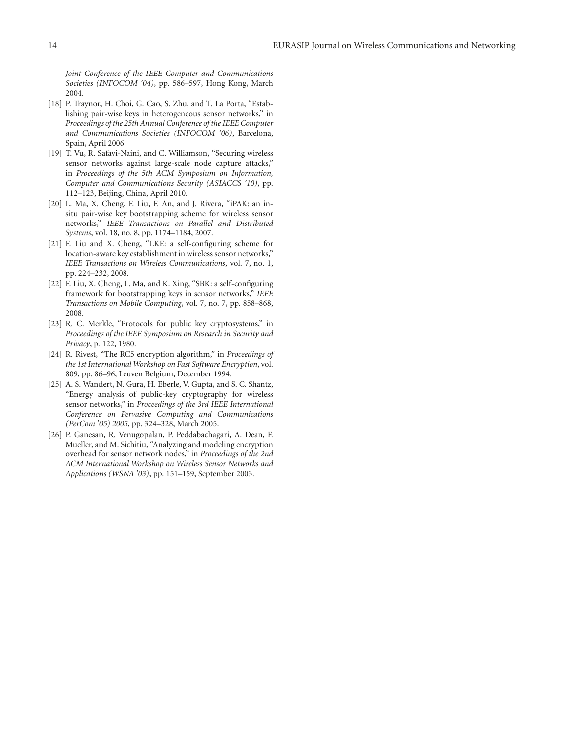*Joint Conference of the IEEE Computer and Communications Societies (INFOCOM '04)*, pp. 586–597, Hong Kong, March 2004.

[18] P. Traynor, H. Choi, G. Cao, S. Zhu, and T. La Porta, "Establishing pair-wise keys in heterogeneous sensor networks," in *Proceedings of the 25th Annual Conference of the IEEE Computer and Communications Societies (INFOCOM '06)*, Barcelona, Spain, April 2006.

[19] T. Vu, R. Safavi-Naini, and C. Williamson, "Securing wireless sensor networks against large-scale node capture attacks," in *Proceedings of the 5th ACM Symposium on Information, Computer and Communications Security (ASIACCS '10)*, pp. 112–123, Beijing, China, April 2010.

[20] L. Ma, X. Cheng, F. Liu, F. An, and J. Rivera, "iPAK: an in-situ pair-wise key bootstrapping scheme for wireless sensor networks," *IEEE Transactions on Parallel and Distributed Systems*, vol. 18, no. 8, pp. 1174–1184, 2007.

[21] F. Liu and X. Cheng, "LKE: a self-configuring scheme for location-aware key establishment in wireless sensor networks," *IEEE Transactions on Wireless Communications*, vol. 7, no. 1, pp. 224–232, 2008.

[22] F. Liu, X. Cheng, L. Ma, and K. Xing, "SBK: a self-configuring framework for bootstrapping keys in sensor networks," *IEEE Transactions on Mobile Computing*, vol. 7, no. 7, pp. 858–868, 2008.

[23] R. C. Merkle, "Protocols for public key cryptosystems," in *Proceedings of the IEEE Symposium on Research in Security and Privacy*, p. 122, 1980.

[24] R. Rivest, "The RC5 encryption algorithm," in *Proceedings of the 1st International Workshop on Fast Software Encryption*, vol. 809, pp. 86–96, Leuven Belgium, December 1994.

[25] A. S. Wandert, N. Gura, H. Eberle, V. Gupta, and S. C. Shantz, "Energy analysis of public-key cryptography for wireless sensor networks," in *Proceedings of the 3rd IEEE International Conference on Pervasive Computing and Communications (PerCom '05) 2005*, pp. 324–328, March 2005.

[26] P. Ganesan, R. Venugopalan, P. Peddabachagari, A. Dean, F. Mueller, and M. Sichitiu, "Analyzing and modeling encryption overhead for sensor network nodes," in *Proceedings of the 2nd ACM International Workshop on Wireless Sensor Networks and Applications (WSNA '03)*, pp. 151–159, September 2003.